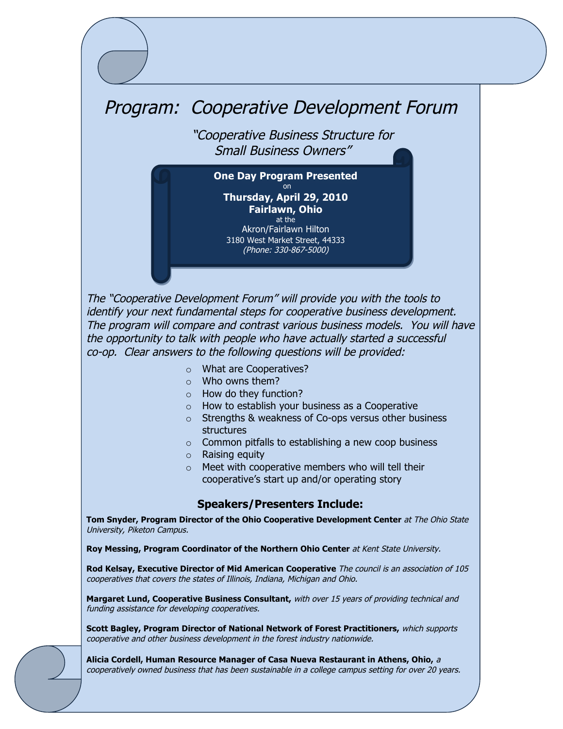# *Program: Cooperative Development Forum*

*"Cooperative Business Structure for Small Business Owners"*

**One Day Program Presented**
on
**Thursday, April 29, 2010**
**Fairlawn, Ohio**
at the
Akron/Fairlawn Hilton
3180 West Market Street, 44333
*(Phone: 330-867-5000)*

*The "Cooperative Development Forum" will provide you with the tools to identify your next fundamental steps for cooperative business development. The program will compare and contrast various business models. You will have the opportunity to talk with people who have actually started a successful co-op. Clear answers to the following questions will be provided:*

- What are Cooperatives?
- Who owns them?
- How do they function?
- How to establish your business as a Cooperative
- Strengths & weakness of Co-ops versus other business structures
- Common pitfalls to establishing a new coop business
- Raising equity
- Meet with cooperative members who will tell their cooperative's start up and/or operating story

## Speakers/Presenters Include:

**Tom Snyder, Program Director of the Ohio Cooperative Development Center** *at The Ohio State University, Piketon Campus.*

**Roy Messing, Program Coordinator of the Northern Ohio Center** *at Kent State University.*

**Rod Kelsay, Executive Director of Mid American Cooperative** *The council is an association of 105 cooperatives that covers the states of Illinois, Indiana, Michigan and Ohio.*

**Margaret Lund, Cooperative Business Consultant,** *with over 15 years of providing technical and funding assistance for developing cooperatives.*

**Scott Bagley, Program Director of National Network of Forest Practitioners,** *which supports cooperative and other business development in the forest industry nationwide.*

**Alicia Cordell, Human Resource Manager of Casa Nueva Restaurant in Athens, Ohio,** *a cooperatively owned business that has been sustainable in a college campus setting for over 20 years.*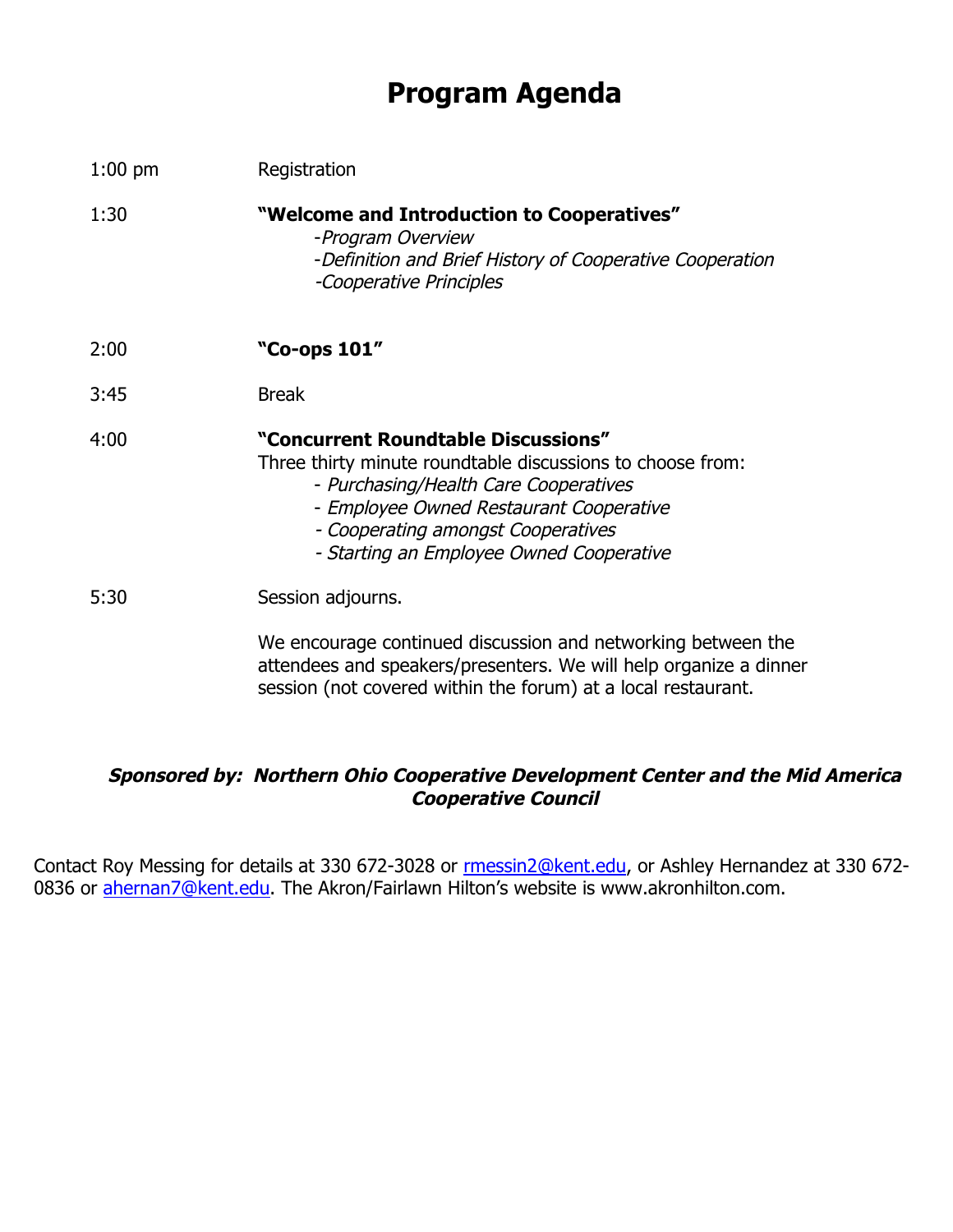# Program Agenda

| | |
|---|---|
| 1:00 pm | Registration |
| 1:30 | **"Welcome and Introduction to Cooperatives"**<br>*-Program Overview*<br>*-Definition and Brief History of Cooperative Cooperation*<br>*-Cooperative Principles* |
| 2:00 | **"Co-ops 101"** |
| 3:45 | Break |
| 4:00 | **"Concurrent Roundtable Discussions"**<br>Three thirty minute roundtable discussions to choose from:<br>*- Purchasing/Health Care Cooperatives*<br>*- Employee Owned Restaurant Cooperative*<br>*- Cooperating amongst Cooperatives*<br>*- Starting an Employee Owned Cooperative* |
| 5:30 | Session adjourns.<br><br>We encourage continued discussion and networking between the attendees and speakers/presenters. We will help organize a dinner session (not covered within the forum) at a local restaurant. |

***Sponsored by: Northern Ohio Cooperative Development Center and the Mid America Cooperative Council***

Contact Roy Messing for details at 330 672-3028 or rmessin2@kent.edu, or Ashley Hernandez at 330 672-0836 or ahernan7@kent.edu. The Akron/Fairlawn Hilton's website is www.akronhilton.com.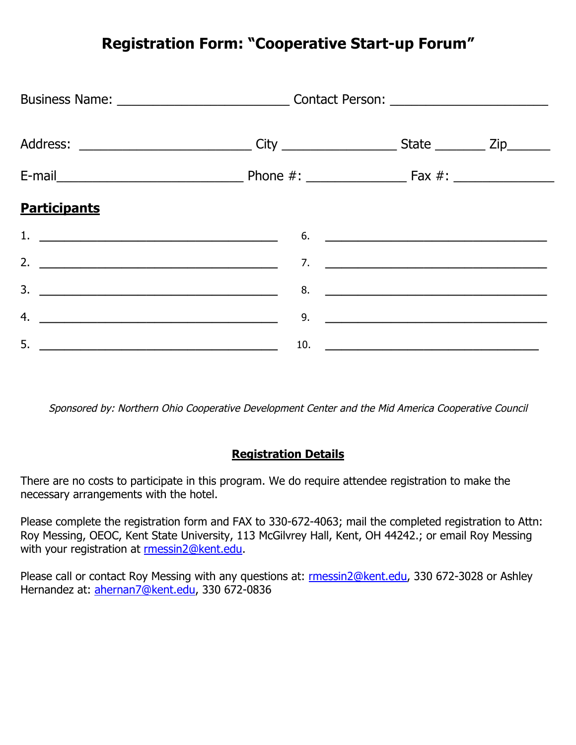# Registration Form: "Cooperative Start-up Forum"

Business Name: _________________________ Contact Person: _______________________

Address: _________________________ City _________________ State ________ Zip_______

E-mail___________________________ Phone #: _______________ Fax #: _______________

**<u>Participants</u>**

1. ___________________________________
2. ___________________________________
3. ___________________________________
4. ___________________________________
5. ___________________________________
6. ___________________________________
7. ___________________________________
8. ___________________________________
9. ___________________________________
10. ___________________________________

*Sponsored by: Northern Ohio Cooperative Development Center and the Mid America Cooperative Council*

**<u>Registration Details</u>**

There are no costs to participate in this program. We do require attendee registration to make the necessary arrangements with the hotel.

Please complete the registration form and FAX to 330-672-4063; mail the completed registration to Attn: Roy Messing, OEOC, Kent State University, 113 McGilvrey Hall, Kent, OH 44242.; or email Roy Messing with your registration at rmessin2@kent.edu.

Please call or contact Roy Messing with any questions at: rmessin2@kent.edu, 330 672-3028 or Ashley Hernandez at: ahernan7@kent.edu, 330 672-0836